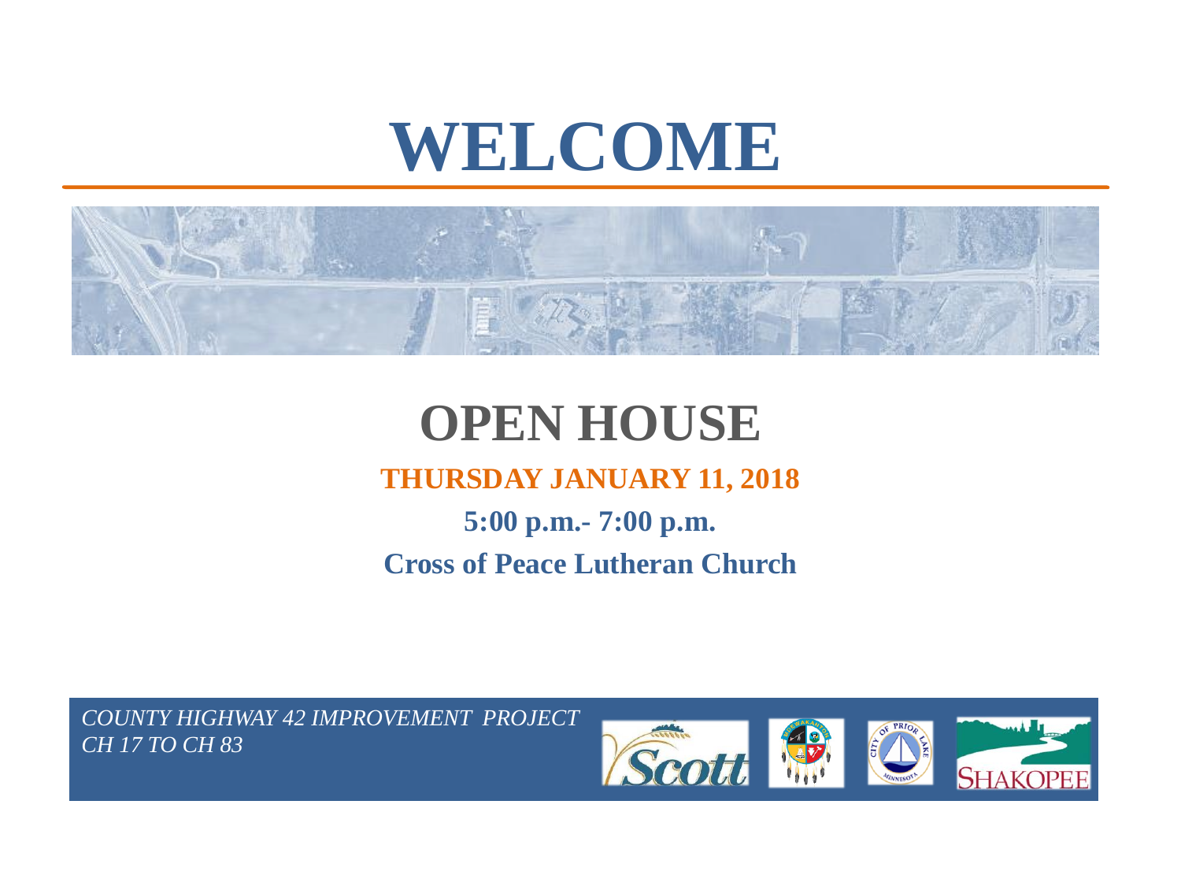# WELCOME

## OPEN HOUSE

**THURSDAY JANUARY 11, 2018**

**5:00 p.m.- 7:00 p.m.**

**Cross of Peace Lutheran Church**

*COUNTY HIGHWAY 42 IMPROVEMENT PROJECT*
*CH 17 TO CH 83*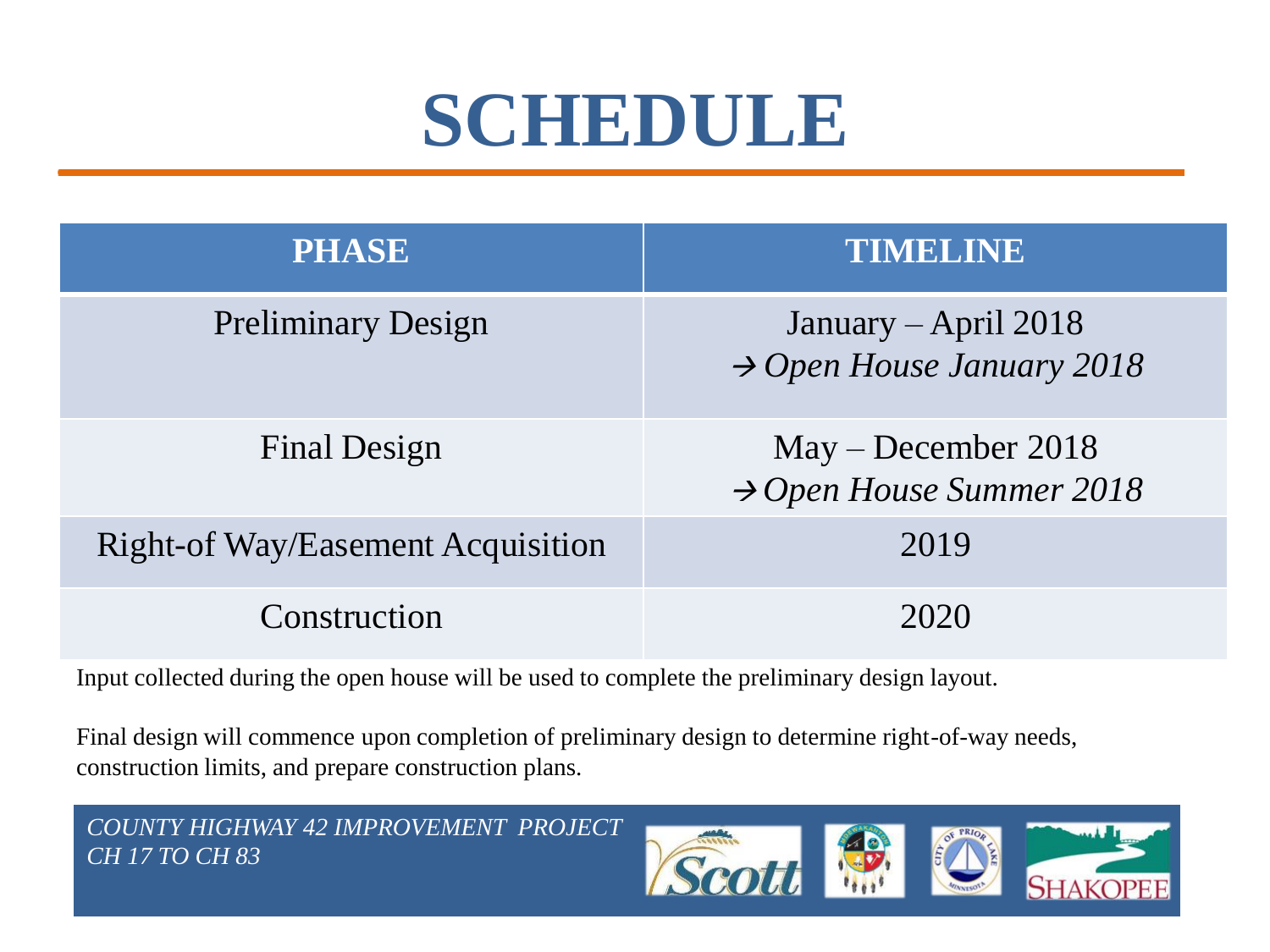# SCHEDULE

| PHASE | TIMELINE |
| --- | --- |
| Preliminary Design | January – April 2018<br>→ *Open House January 2018* |
| Final Design | May – December 2018<br>→ *Open House Summer 2018* |
| Right-of Way/Easement Acquisition | 2019 |
| Construction | 2020 |

Input collected during the open house will be used to complete the preliminary design layout.

Final design will commence upon completion of preliminary design to determine right-of-way needs, construction limits, and prepare construction plans.

*COUNTY HIGHWAY 42 IMPROVEMENT PROJECT*
*CH 17 TO CH 83*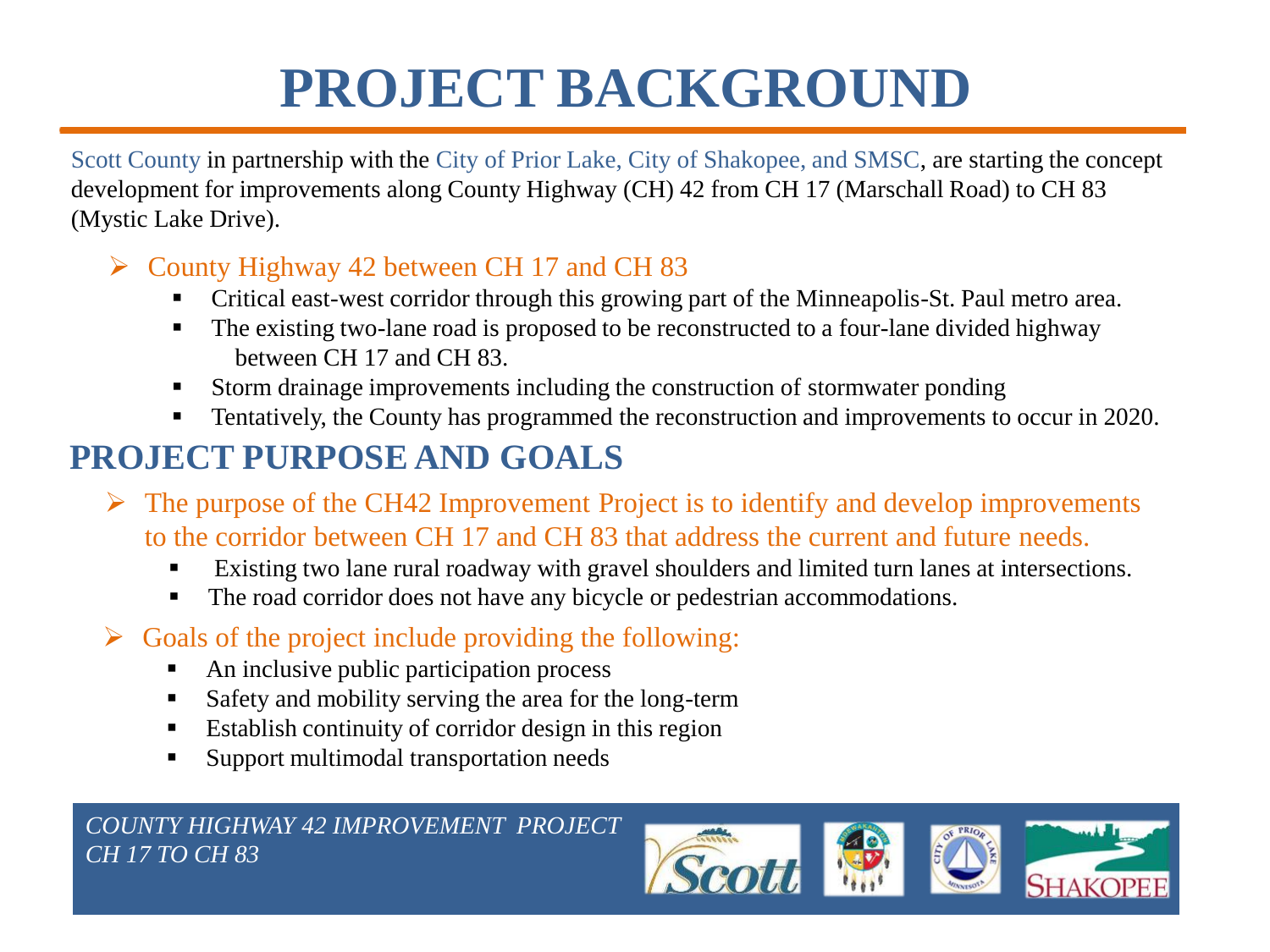# PROJECT BACKGROUND

Scott County in partnership with the City of Prior Lake, City of Shakopee, and SMSC, are starting the concept development for improvements along County Highway (CH) 42 from CH 17 (Marschall Road) to CH 83 (Mystic Lake Drive).

- County Highway 42 between CH 17 and CH 83
  - Critical east-west corridor through this growing part of the Minneapolis-St. Paul metro area.
  - The existing two-lane road is proposed to be reconstructed to a four-lane divided highway between CH 17 and CH 83.
  - Storm drainage improvements including the construction of stormwater ponding
  - Tentatively, the County has programmed the reconstruction and improvements to occur in 2020.

## PROJECT PURPOSE AND GOALS

- The purpose of the CH42 Improvement Project is to identify and develop improvements to the corridor between CH 17 and CH 83 that address the current and future needs.
  - Existing two lane rural roadway with gravel shoulders and limited turn lanes at intersections.
  - The road corridor does not have any bicycle or pedestrian accommodations.
- Goals of the project include providing the following:
  - An inclusive public participation process
  - Safety and mobility serving the area for the long-term
  - Establish continuity of corridor design in this region
  - Support multimodal transportation needs

*COUNTY HIGHWAY 42 IMPROVEMENT PROJECT*
*CH 17 TO CH 83*